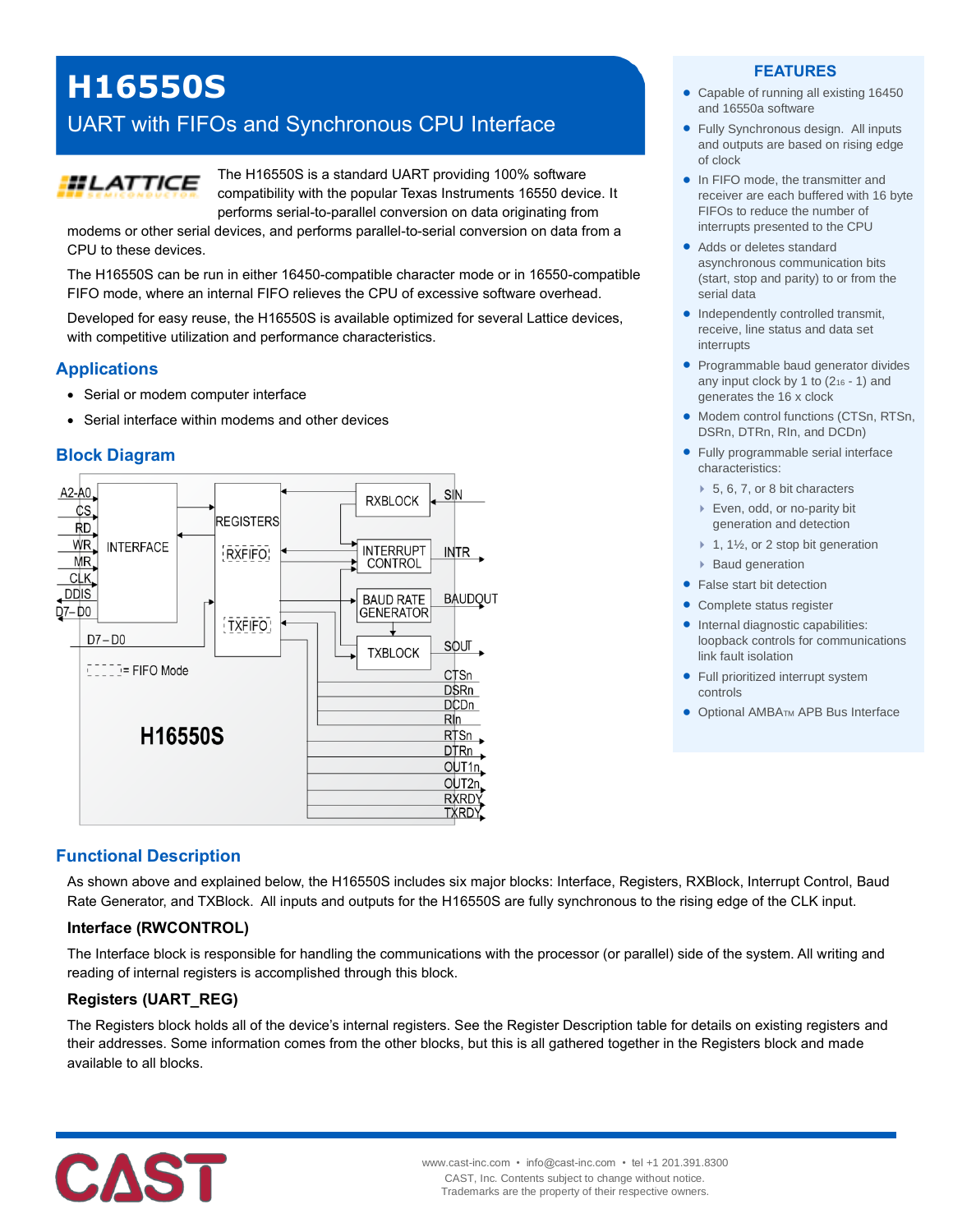# H16550S

## UART with FIFOs and Synchronous CPU Interface

The H16550S is a standard UART providing 100% software compatibility with the popular Texas Instruments 16550 device. It performs serial-to-parallel conversion on data originating from modems or other serial devices, and performs parallel-to-serial conversion on data from a CPU to these devices.

The H16550S can be run in either 16450-compatible character mode or in 16550-compatible FIFO mode, where an internal FIFO relieves the CPU of excessive software overhead.

Developed for easy reuse, the H16550S is available optimized for several Lattice devices, with competitive utilization and performance characteristics.

## Applications

- Serial or modem computer interface
- Serial interface within modems and other devices

## Block Diagram

A2-A0, CS, RD, WR, MR, CLK, DDIS, D7-D0 → INTERFACE → REGISTERS (RXFIFO, TXFIFO) → RXBLOCK (SIN), INTERRUPT CONTROL (INTR), BAUD RATE GENERATOR (BAUDOUT), TXBLOCK (SOUT); CTSn, DSRn, DCDn, RIn, RTSn, DTRn, OUT1n, OUT2n, RXRDY, TXRDY

[ ] = FIFO Mode

H16550S

## FEATURES

- Capable of running all existing 16450 and 16550a software
- Fully Synchronous design. All inputs and outputs are based on rising edge of clock
- In FIFO mode, the transmitter and receiver are each buffered with 16 byte FIFOs to reduce the number of interrupts presented to the CPU
- Adds or deletes standard asynchronous communication bits (start, stop and parity) to or from the serial data
- Independently controlled transmit, receive, line status and data set interrupts
- Programmable baud generator divides any input clock by 1 to ($2^{16}$ - 1) and generates the 16 x clock
- Modem control functions (CTSn, RTSn, DSRn, DTRn, RIn, and DCDn)
- Fully programmable serial interface characteristics:
  - 5, 6, 7, or 8 bit characters
  - Even, odd, or no-parity bit generation and detection
  - 1, 1½, or 2 stop bit generation
  - Baud generation
- False start bit detection
- Complete status register
- Internal diagnostic capabilities: loopback controls for communications link fault isolation
- Full prioritized interrupt system controls
- Optional AMBA™ APB Bus Interface

## Functional Description

As shown above and explained below, the H16550S includes six major blocks: Interface, Registers, RXBlock, Interrupt Control, Baud Rate Generator, and TXBlock. All inputs and outputs for the H16550S are fully synchronous to the rising edge of the CLK input.

### Interface (RWCONTROL)

The Interface block is responsible for handling the communications with the processor (or parallel) side of the system. All writing and reading of internal registers is accomplished through this block.

### Registers (UART_REG)

The Registers block holds all of the device's internal registers. See the Register Description table for details on existing registers and their addresses. Some information comes from the other blocks, but this is all gathered together in the Registers block and made available to all blocks.

www.cast-inc.com • info@cast-inc.com • tel +1 201.391.8300
CAST, Inc. Contents subject to change without notice.
Trademarks are the property of their respective owners.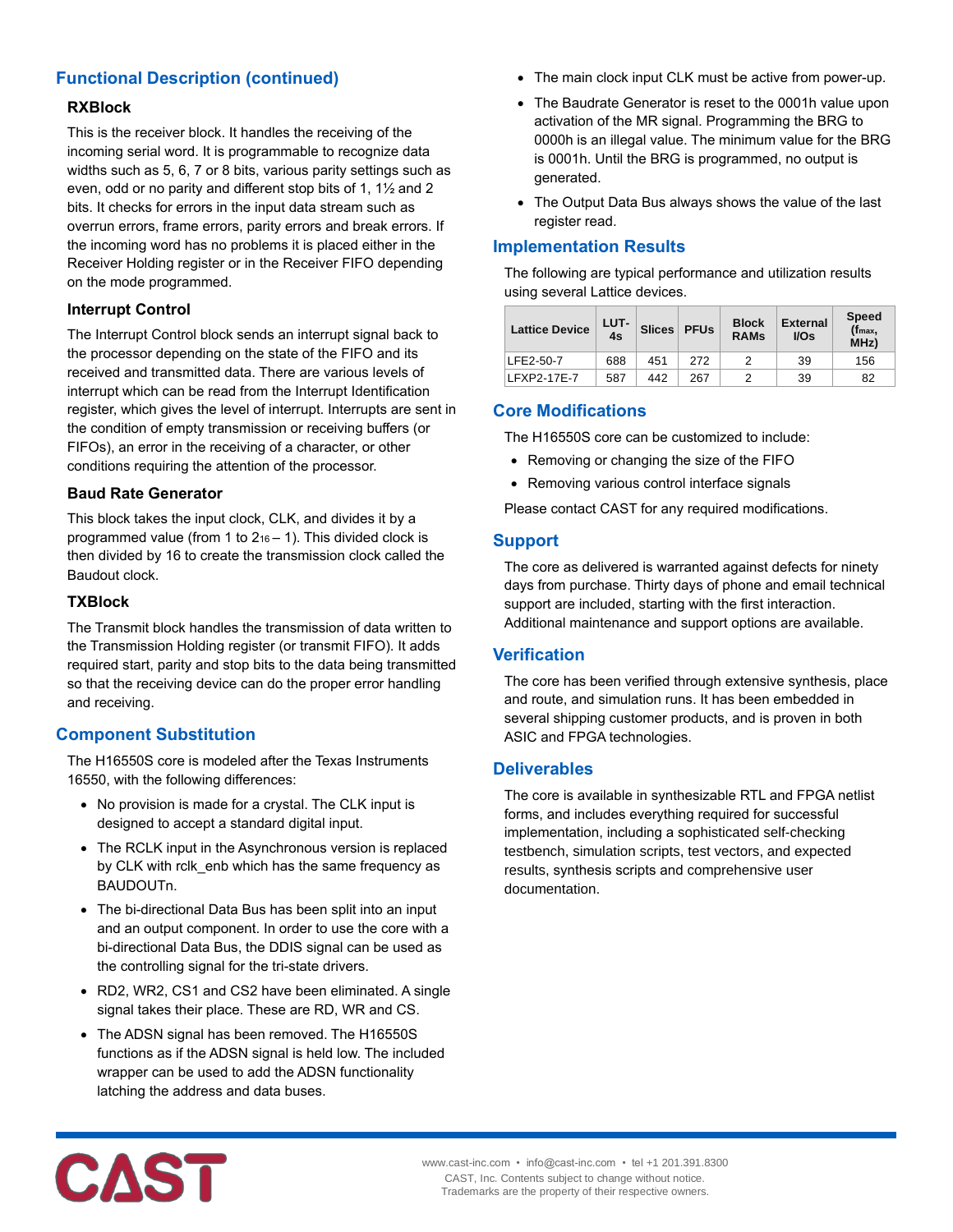## Functional Description (continued)

### RXBlock

This is the receiver block. It handles the receiving of the incoming serial word. It is programmable to recognize data widths such as 5, 6, 7 or 8 bits, various parity settings such as even, odd or no parity and different stop bits of 1, 1½ and 2 bits. It checks for errors in the input data stream such as overrun errors, frame errors, parity errors and break errors. If the incoming word has no problems it is placed either in the Receiver Holding register or in the Receiver FIFO depending on the mode programmed.

### Interrupt Control

The Interrupt Control block sends an interrupt signal back to the processor depending on the state of the FIFO and its received and transmitted data. There are various levels of interrupt which can be read from the Interrupt Identification register, which gives the level of interrupt. Interrupts are sent in the condition of empty transmission or receiving buffers (or FIFOs), an error in the receiving of a character, or other conditions requiring the attention of the processor.

### Baud Rate Generator

This block takes the input clock, CLK, and divides it by a programmed value (from 1 to $2^{16} - 1$). This divided clock is then divided by 16 to create the transmission clock called the Baudout clock.

### TXBlock

The Transmit block handles the transmission of data written to the Transmission Holding register (or transmit FIFO). It adds required start, parity and stop bits to the data being transmitted so that the receiving device can do the proper error handling and receiving.

## Component Substitution

The H16550S core is modeled after the Texas Instruments 16550, with the following differences:

- No provision is made for a crystal. The CLK input is designed to accept a standard digital input.
- The RCLK input in the Asynchronous version is replaced by CLK with rclk_enb which has the same frequency as BAUDOUTn.
- The bi-directional Data Bus has been split into an input and an output component. In order to use the core with a bi-directional Data Bus, the DDIS signal can be used as the controlling signal for the tri-state drivers.
- RD2, WR2, CS1 and CS2 have been eliminated. A single signal takes their place. These are RD, WR and CS.
- The ADSN signal has been removed. The H16550S functions as if the ADSN signal is held low. The included wrapper can be used to add the ADSN functionality latching the address and data buses.
- The main clock input CLK must be active from power-up.
- The Baudrate Generator is reset to the 0001h value upon activation of the MR signal. Programming the BRG to 0000h is an illegal value. The minimum value for the BRG is 0001h. Until the BRG is programmed, no output is generated.
- The Output Data Bus always shows the value of the last register read.

## Implementation Results

The following are typical performance and utilization results using several Lattice devices.

| Lattice Device | LUT-4s | Slices | PFUs | Block RAMs | External I/Os | Speed ($f_{max}$, MHz) |
|---|---|---|---|---|---|---|
| LFE2-50-7 | 688 | 451 | 272 | 2 | 39 | 156 |
| LFXP2-17E-7 | 587 | 442 | 267 | 2 | 39 | 82 |

## Core Modifications

The H16550S core can be customized to include:

- Removing or changing the size of the FIFO
- Removing various control interface signals

Please contact CAST for any required modifications.

## Support

The core as delivered is warranted against defects for ninety days from purchase. Thirty days of phone and email technical support are included, starting with the first interaction. Additional maintenance and support options are available.

## Verification

The core has been verified through extensive synthesis, place and route, and simulation runs. It has been embedded in several shipping customer products, and is proven in both ASIC and FPGA technologies.

## Deliverables

The core is available in synthesizable RTL and FPGA netlist forms, and includes everything required for successful implementation, including a sophisticated self-checking testbench, simulation scripts, test vectors, and expected results, synthesis scripts and comprehensive user documentation.

CAST

www.cast-inc.com • info@cast-inc.com • tel +1 201.391.8300
CAST, Inc. Contents subject to change without notice.
Trademarks are the property of their respective owners.